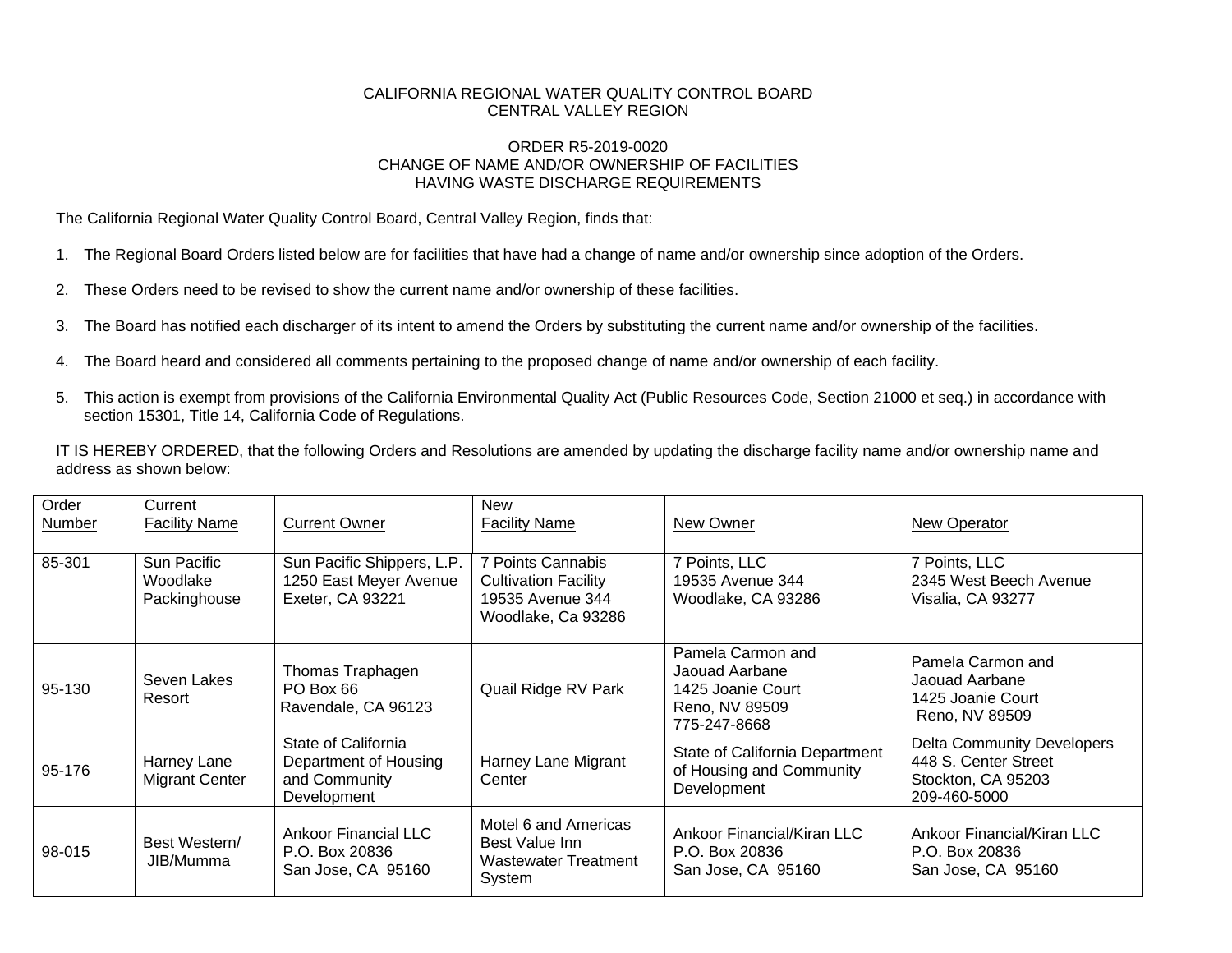CALIFORNIA REGIONAL WATER QUALITY CONTROL BOARD
CENTRAL VALLEY REGION

ORDER R5-2019-0020
CHANGE OF NAME AND/OR OWNERSHIP OF FACILITIES
HAVING WASTE DISCHARGE REQUIREMENTS

The California Regional Water Quality Control Board, Central Valley Region, finds that:

1. The Regional Board Orders listed below are for facilities that have had a change of name and/or ownership since adoption of the Orders.

2. These Orders need to be revised to show the current name and/or ownership of these facilities.

3. The Board has notified each discharger of its intent to amend the Orders by substituting the current name and/or ownership of the facilities.

4. The Board heard and considered all comments pertaining to the proposed change of name and/or ownership of each facility.

5. This action is exempt from provisions of the California Environmental Quality Act (Public Resources Code, Section 21000 et seq.) in accordance with section 15301, Title 14, California Code of Regulations.

IT IS HEREBY ORDERED, that the following Orders and Resolutions are amended by updating the discharge facility name and/or ownership name and address as shown below:

| Order Number | Current Facility Name | Current Owner | New Facility Name | New Owner | New Operator |
|---|---|---|---|---|---|
| 85-301 | Sun Pacific Woodlake Packinghouse | Sun Pacific Shippers, L.P. 1250 East Meyer Avenue Exeter, CA 93221 | 7 Points Cannabis Cultivation Facility 19535 Avenue 344 Woodlake, Ca 93286 | 7 Points, LLC 19535 Avenue 344 Woodlake, CA 93286 | 7 Points, LLC 2345 West Beech Avenue Visalia, CA 93277 |
| 95-130 | Seven Lakes Resort | Thomas Traphagen PO Box 66 Ravendale, CA 96123 | Quail Ridge RV Park | Pamela Carmon and Jaouad Aarbane 1425 Joanie Court Reno, NV 89509 775-247-8668 | Pamela Carmon and Jaouad Aarbane 1425 Joanie Court Reno, NV 89509 |
| 95-176 | Harney Lane Migrant Center | State of California Department of Housing and Community Development | Harney Lane Migrant Center | State of California Department of Housing and Community Development | Delta Community Developers 448 S. Center Street Stockton, CA 95203 209-460-5000 |
| 98-015 | Best Western/ JIB/Mumma | Ankoor Financial LLC P.O. Box 20836 San Jose, CA 95160 | Motel 6 and Americas Best Value Inn Wastewater Treatment System | Ankoor Financial/Kiran LLC P.O. Box 20836 San Jose, CA 95160 | Ankoor Financial/Kiran LLC P.O. Box 20836 San Jose, CA 95160 |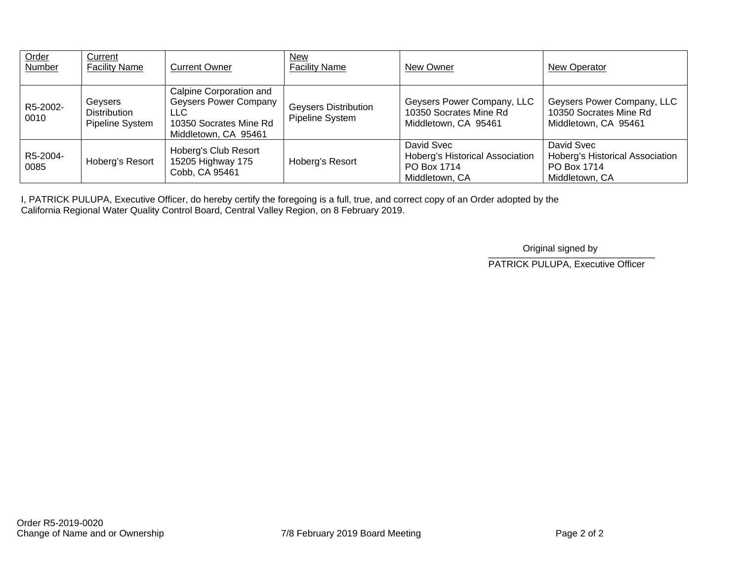| Order Number | Current Facility Name | Current Owner | New Facility Name | New Owner | New Operator |
|---|---|---|---|---|---|
| R5-2002-0010 | Geysers Distribution Pipeline System | Calpine Corporation and Geysers Power Company LLC 10350 Socrates Mine Rd Middletown, CA 95461 | Geysers Distribution Pipeline System | Geysers Power Company, LLC 10350 Socrates Mine Rd Middletown, CA 95461 | Geysers Power Company, LLC 10350 Socrates Mine Rd Middletown, CA 95461 |
| R5-2004-0085 | Hoberg's Resort | Hoberg's Club Resort 15205 Highway 175 Cobb, CA 95461 | Hoberg's Resort | David Svec Hoberg's Historical Association PO Box 1714 Middletown, CA | David Svec Hoberg's Historical Association PO Box 1714 Middletown, CA |

I, PATRICK PULUPA, Executive Officer, do hereby certify the foregoing is a full, true, and correct copy of an Order adopted by the California Regional Water Quality Control Board, Central Valley Region, on 8 February 2019.

Original signed by
PATRICK PULUPA, Executive Officer